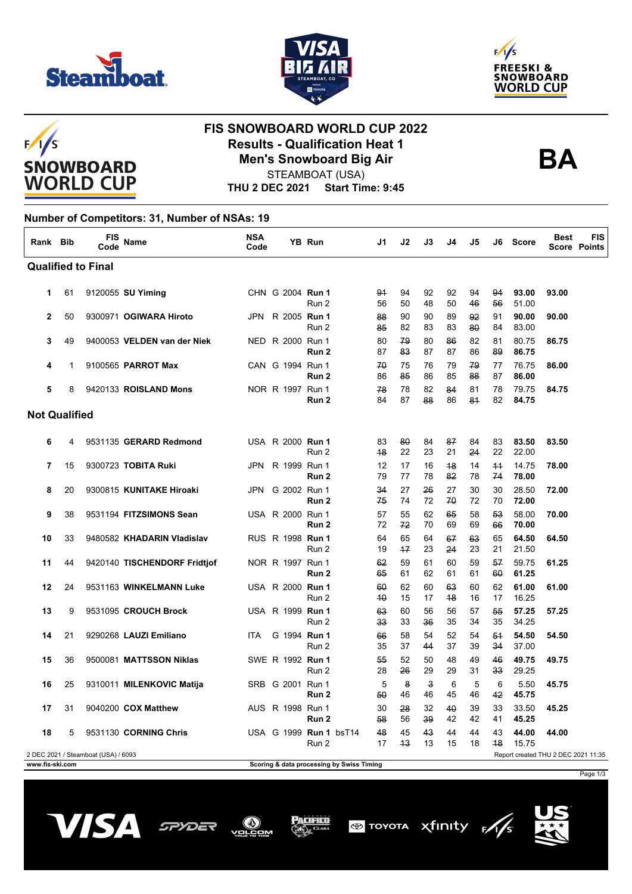# FIS SNOWBOARD WORLD CUP 2022

## Results - Qualification Heat 1

## Men's Snowboard Big Air

STEAMBOAT (USA)

**THU 2 DEC 2021 Start Time: 9:45**

**BA**

**Number of Competitors: 31, Number of NSAs: 19**

| Rank | Bib | FIS Code | Name | NSA Code | YB | Run | J1 | J2 | J3 | J4 | J5 | J6 | Score | Best Score | FIS Points |
|---|---|---|---|---|---|---|---|---|---|---|---|---|---|---|---|
| **Qualified to Final** | | | | | | | | | | | | | | | |
| 1 | 61 | 9120055 | **SU Yiming** | CHN | G 2004 | **Run 1** | ~~91~~ | 94 | 92 | 92 | 94 | ~~94~~ | **93.00** | **93.00** | |
| | | | | | | Run 2 | 56 | 50 | 48 | 50 | ~~46~~ | ~~56~~ | 51.00 | | |
| 2 | 50 | 9300971 | **OGIWARA Hiroto** | JPN | R 2005 | **Run 1** | ~~88~~ | 90 | 90 | 89 | ~~92~~ | 91 | **90.00** | **90.00** | |
| | | | | | | Run 2 | ~~85~~ | 82 | 83 | 83 | ~~80~~ | 84 | 83.00 | | |
| 3 | 49 | 9400053 | **VELDEN van der Niek** | NED | R 2000 | Run 1 | 80 | ~~79~~ | 80 | ~~86~~ | 82 | 81 | 80.75 | **86.75** | |
| | | | | | | **Run 2** | 87 | ~~83~~ | 87 | 87 | 86 | ~~89~~ | **86.75** | | |
| 4 | 1 | 9100565 | **PARROT Max** | CAN | G 1994 | Run 1 | ~~70~~ | 75 | 76 | 79 | ~~79~~ | 77 | 76.75 | **86.00** | |
| | | | | | | **Run 2** | 86 | ~~85~~ | 86 | 85 | ~~88~~ | 87 | **86.00** | | |
| 5 | 8 | 9420133 | **ROISLAND Mons** | NOR | R 1997 | Run 1 | ~~78~~ | 78 | 82 | ~~84~~ | 81 | 78 | 79.75 | **84.75** | |
| | | | | | | **Run 2** | 84 | 87 | ~~88~~ | 86 | ~~81~~ | 82 | **84.75** | | |
| **Not Qualified** | | | | | | | | | | | | | | | |
| 6 | 4 | 9531135 | **GERARD Redmond** | USA | R 2000 | **Run 1** | 83 | ~~80~~ | 84 | ~~87~~ | 84 | 83 | **83.50** | **83.50** | |
| | | | | | | Run 2 | ~~18~~ | 22 | 23 | 21 | ~~24~~ | 22 | 22.00 | | |
| 7 | 15 | 9300723 | **TOBITA Ruki** | JPN | R 1999 | Run 1 | 12 | 17 | 16 | ~~18~~ | 14 | ~~11~~ | 14.75 | **78.00** | |
| | | | | | | **Run 2** | 79 | 77 | 78 | ~~82~~ | 78 | ~~74~~ | **78.00** | | |
| 8 | 20 | 9300815 | **KUNITAKE Hiroaki** | JPN | G 2002 | Run 1 | ~~34~~ | 27 | ~~26~~ | 27 | 30 | 30 | 28.50 | **72.00** | |
| | | | | | | **Run 2** | ~~75~~ | 74 | 72 | ~~70~~ | 72 | 70 | **72.00** | | |
| 9 | 38 | 9531194 | **FITZSIMONS Sean** | USA | R 2000 | Run 1 | 57 | 55 | 62 | ~~65~~ | 58 | ~~53~~ | 58.00 | **70.00** | |
| | | | | | | **Run 2** | 72 | ~~72~~ | 70 | 69 | 69 | ~~66~~ | **70.00** | | |
| 10 | 33 | 9480582 | **KHADARIN Vladislav** | RUS | R 1998 | **Run 1** | 64 | 65 | 64 | ~~67~~ | ~~63~~ | 65 | **64.50** | **64.50** | |
| | | | | | | Run 2 | 19 | ~~17~~ | 23 | ~~24~~ | 23 | 21 | 21.50 | | |
| 11 | 44 | 9420140 | **TISCHENDORF Fridtjof** | NOR | R 1997 | Run 1 | ~~62~~ | 59 | 61 | 60 | 59 | ~~57~~ | 59.75 | **61.25** | |
| | | | | | | **Run 2** | ~~65~~ | 61 | 62 | 61 | 61 | ~~60~~ | **61.25** | | |
| 12 | 24 | 9531163 | **WINKELMANN Luke** | USA | R 2000 | **Run 1** | ~~60~~ | 62 | 60 | ~~63~~ | 60 | 62 | **61.00** | **61.00** | |
| | | | | | | Run 2 | ~~10~~ | 15 | 17 | ~~18~~ | 16 | 17 | 16.25 | | |
| 13 | 9 | 9531095 | **CROUCH Brock** | USA | R 1999 | **Run 1** | ~~63~~ | 60 | 56 | 56 | 57 | ~~55~~ | **57.25** | **57.25** | |
| | | | | | | Run 2 | ~~33~~ | 33 | ~~36~~ | 35 | 34 | 35 | 34.25 | | |
| 14 | 21 | 9290268 | **LAUZI Emiliano** | ITA | G 1994 | **Run 1** | ~~66~~ | 58 | 54 | 52 | 54 | ~~51~~ | **54.50** | **54.50** | |
| | | | | | | Run 2 | 35 | 37 | ~~44~~ | 37 | 39 | ~~34~~ | 37.00 | | |
| 15 | 36 | 9500081 | **MATTSSON Niklas** | SWE | R 1992 | **Run 1** | ~~55~~ | 52 | 50 | 48 | 49 | ~~46~~ | **49.75** | **49.75** | |
| | | | | | | Run 2 | 28 | ~~26~~ | 29 | 29 | 31 | ~~33~~ | 29.25 | | |
| 16 | 25 | 9310011 | **MILENKOVIC Matija** | SRB | G 2001 | Run 1 | 5 | ~~8~~ | ~~3~~ | 6 | 5 | 6 | 5.50 | **45.75** | |
| | | | | | | **Run 2** | ~~50~~ | 46 | 46 | 45 | 46 | ~~42~~ | **45.75** | | |
| 17 | 31 | 9040200 | **COX Matthew** | AUS | R 1998 | Run 1 | 30 | ~~28~~ | 32 | ~~40~~ | 39 | 33 | 33.50 | **45.25** | |
| | | | | | | **Run 2** | ~~58~~ | 56 | ~~39~~ | 42 | 42 | 41 | **45.25** | | |
| 18 | 5 | 9531130 | **CORNING Chris** | USA | G 1999 | **Run 1** bsT14 | ~~48~~ | 45 | ~~43~~ | 44 | 44 | 43 | **44.00** | **44.00** | |
| | | | | | | Run 2 | 17 | ~~13~~ | 13 | 15 | 18 | ~~18~~ | 15.75 | | |

2 DEC 2021 / Steamboat (USA) / 6093

Report created THU 2 DEC 2021 11:35

www.fis-ski.com

Scoring & data processing by Swiss Timing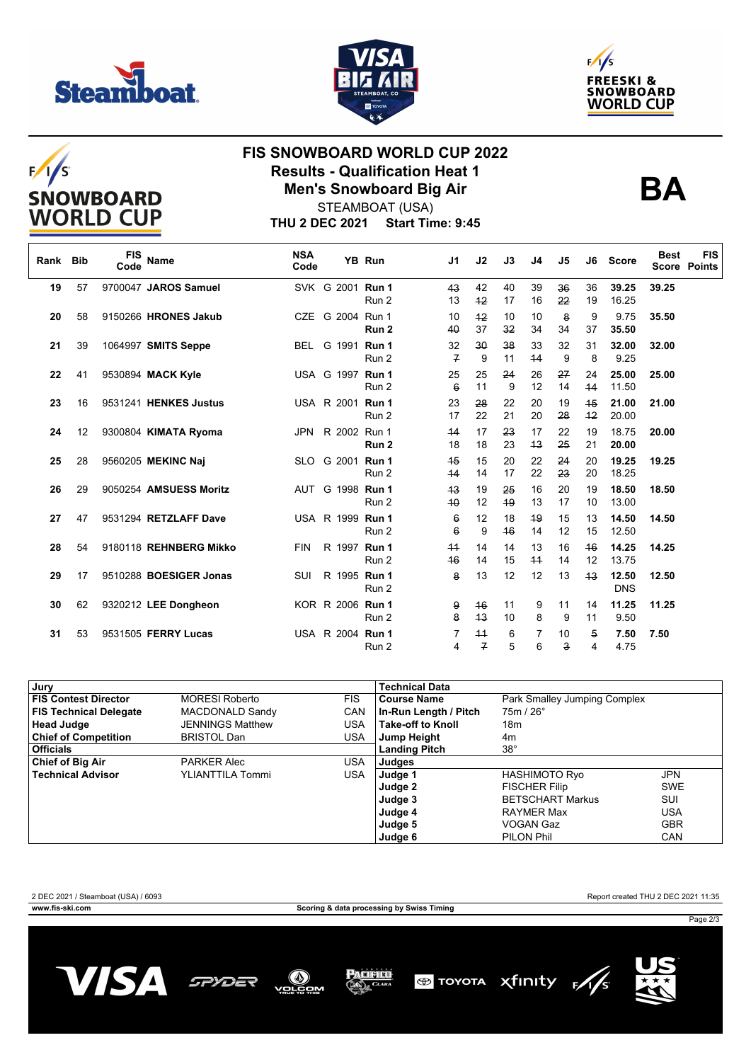# FIS SNOWBOARD WORLD CUP 2022

## Results - Qualification Heat 1

## Men's Snowboard Big Air

STEAMBOAT (USA)

**THU 2 DEC 2021 Start Time: 9:45**

**BA**

| Rank | Bib | FIS Code | Name | NSA Code | | YB | Run | J1 | J2 | J3 | J4 | J5 | J6 | Score | Best Score | FIS Points |
|---|---|---|---|---|---|---|---|---|---|---|---|---|---|---|---|---|
| 19 | 57 | 9700047 | **JAROS Samuel** | SVK | G | 2001 | **Run 1** | ~~43~~ | 42 | 40 | 39 | ~~36~~ | 36 | **39.25** | **39.25** | |
| | | | | | | | Run 2 | 13 | ~~12~~ | 17 | 16 | ~~22~~ | 19 | 16.25 | | |
| 20 | 58 | 9150266 | **HRONES Jakub** | CZE | G | 2004 | Run 1 | 10 | ~~12~~ | 10 | 10 | ~~8~~ | 9 | 9.75 | **35.50** | |
| | | | | | | | **Run 2** | ~~40~~ | 37 | ~~32~~ | 34 | 34 | 37 | **35.50** | | |
| 21 | 39 | 1064997 | **SMITS Seppe** | BEL | G | 1991 | **Run 1** | 32 | ~~30~~ | ~~38~~ | 33 | 32 | 31 | **32.00** | **32.00** | |
| | | | | | | | Run 2 | ~~7~~ | 9 | 11 | ~~11~~ | 9 | 8 | 9.25 | | |
| 22 | 41 | 9530894 | **MACK Kyle** | USA | G | 1997 | **Run 1** | 25 | 25 | ~~24~~ | 26 | ~~27~~ | 24 | **25.00** | **25.00** | |
| | | | | | | | Run 2 | ~~6~~ | 11 | 9 | 12 | 14 | ~~14~~ | 11.50 | | |
| 23 | 16 | 9531241 | **HENKES Justus** | USA | R | 2001 | **Run 1** | 23 | ~~28~~ | 22 | 20 | 19 | ~~15~~ | **21.00** | **21.00** | |
| | | | | | | | Run 2 | 17 | 22 | 21 | 20 | ~~28~~ | ~~12~~ | 20.00 | | |
| 24 | 12 | 9300804 | **KIMATA Ryoma** | JPN | R | 2002 | Run 1 | ~~14~~ | 17 | ~~23~~ | 17 | 22 | 19 | 18.75 | **20.00** | |
| | | | | | | | **Run 2** | 18 | 18 | 23 | ~~13~~ | ~~25~~ | 21 | **20.00** | | |
| 25 | 28 | 9560205 | **MEKINC Naj** | SLO | G | 2001 | **Run 1** | ~~15~~ | 15 | 20 | 22 | ~~24~~ | 20 | **19.25** | **19.25** | |
| | | | | | | | Run 2 | ~~14~~ | 14 | 17 | 22 | ~~23~~ | 20 | 18.25 | | |
| 26 | 29 | 9050254 | **AMSUESS Moritz** | AUT | G | 1998 | **Run 1** | ~~13~~ | 19 | ~~25~~ | 16 | 20 | 19 | **18.50** | **18.50** | |
| | | | | | | | Run 2 | ~~10~~ | 12 | ~~19~~ | 13 | 17 | 10 | 13.00 | | |
| 27 | 47 | 9531294 | **RETZLAFF Dave** | USA | R | 1999 | **Run 1** | ~~6~~ | 12 | 18 | ~~19~~ | 15 | 13 | **14.50** | **14.50** | |
| | | | | | | | Run 2 | ~~6~~ | 9 | ~~16~~ | 14 | 12 | 15 | 12.50 | | |
| 28 | 54 | 9180118 | **REHNBERG Mikko** | FIN | R | 1997 | **Run 1** | ~~11~~ | 14 | 14 | 13 | 16 | ~~16~~ | **14.25** | **14.25** | |
| | | | | | | | Run 2 | ~~16~~ | 14 | 15 | ~~11~~ | 14 | 12 | 13.75 | | |
| 29 | 17 | 9510288 | **BOESIGER Jonas** | SUI | R | 1995 | **Run 1** | ~~8~~ | 13 | 12 | 12 | 13 | ~~13~~ | **12.50** | **12.50** | |
| | | | | | | | Run 2 | | | | | | | DNS | | |
| 30 | 62 | 9320212 | **LEE Dongheon** | KOR | R | 2006 | **Run 1** | ~~9~~ | ~~16~~ | 11 | 9 | 11 | 14 | **11.25** | **11.25** | |
| | | | | | | | Run 2 | ~~8~~ | ~~13~~ | 10 | 8 | 9 | 11 | 9.50 | | |
| 31 | 53 | 9531505 | **FERRY Lucas** | USA | R | 2004 | **Run 1** | 7 | ~~11~~ | 6 | 7 | 10 | ~~5~~ | **7.50** | **7.50** | |
| | | | | | | | Run 2 | 4 | ~~7~~ | 5 | 6 | ~~3~~ | 4 | 4.75 | | |

| Jury | | |
|---|---|---|
| **FIS Contest Director** | MORESI Roberto | FIS |
| **FIS Technical Delegate** | MACDONALD Sandy | CAN |
| **Head Judge** | JENNINGS Matthew | USA |
| **Chief of Competition** | BRISTOL Dan | USA |
| **Officials** | | |
| **Chief of Big Air** | PARKER Alec | USA |
| **Technical Advisor** | YLIANTTILA Tommi | USA |

| Technical Data | | |
|---|---|---|
| **Course Name** | Park Smalley Jumping Complex | |
| **In-Run Length / Pitch** | 75m / 26° | |
| **Take-off to Knoll** | 18m | |
| **Jump Height** | 4m | |
| **Landing Pitch** | 38° | |
| **Judges** | | |
| **Judge 1** | HASHIMOTO Ryo | JPN |
| **Judge 2** | FISCHER Filip | SWE |
| **Judge 3** | BETSCHART Markus | SUI |
| **Judge 4** | RAYMER Max | USA |
| **Judge 5** | VOGAN Gaz | GBR |
| **Judge 6** | PILON Phil | CAN |

2 DEC 2021 / Steamboat (USA) / 6093 — Report created THU 2 DEC 2021 11:35

www.fis-ski.com — Scoring & data processing by Swiss Timing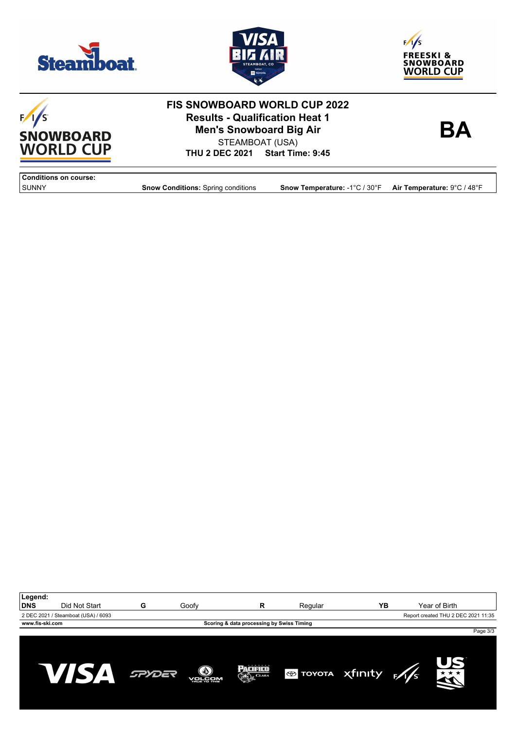# FIS SNOWBOARD WORLD CUP 2022

## Results - Qualification Heat 1

## Men's Snowboard Big Air

STEAMBOAT (USA)

**THU 2 DEC 2021 Start Time: 9:45**

**BA**

| **Conditions on course:** | | | |
|---|---|---|---|
| SUNNY | **Snow Conditions:** Spring conditions | **Snow Temperature:** -1°C / 30°F | **Air Temperature:** 9°C / 48°F |

**Legend:**

| | | | | | | | |
|---|---|---|---|---|---|---|---|
| **DNS** | Did Not Start | **G** | Goofy | **R** | Regular | **YB** | Year of Birth |

2 DEC 2021 / Steamboat (USA) / 6093

Report created THU 2 DEC 2021 11:35

**www.fis-ski.com**

**Scoring & data processing by Swiss Timing**